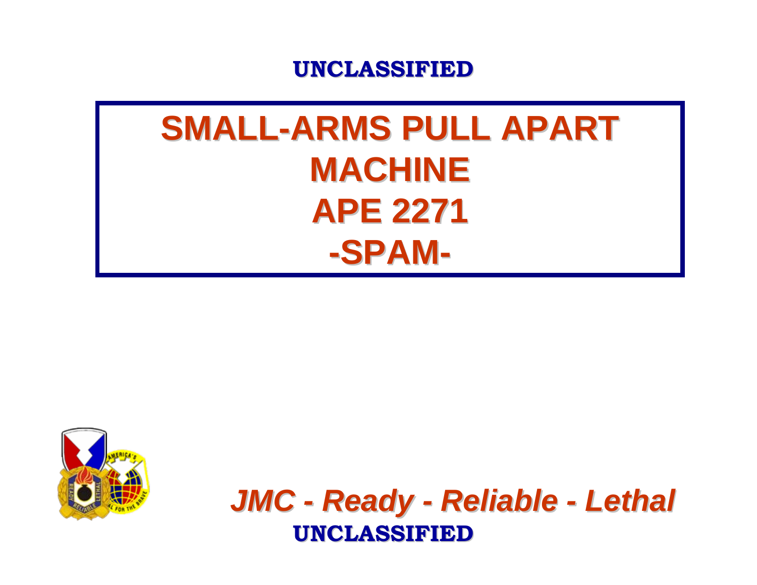UNCLASSIFIED

# SMALL-ARMS PULL APART MACHINE
# APE 2271
# -SPAM-

*JMC - Ready - Reliable - Lethal*

UNCLASSIFIED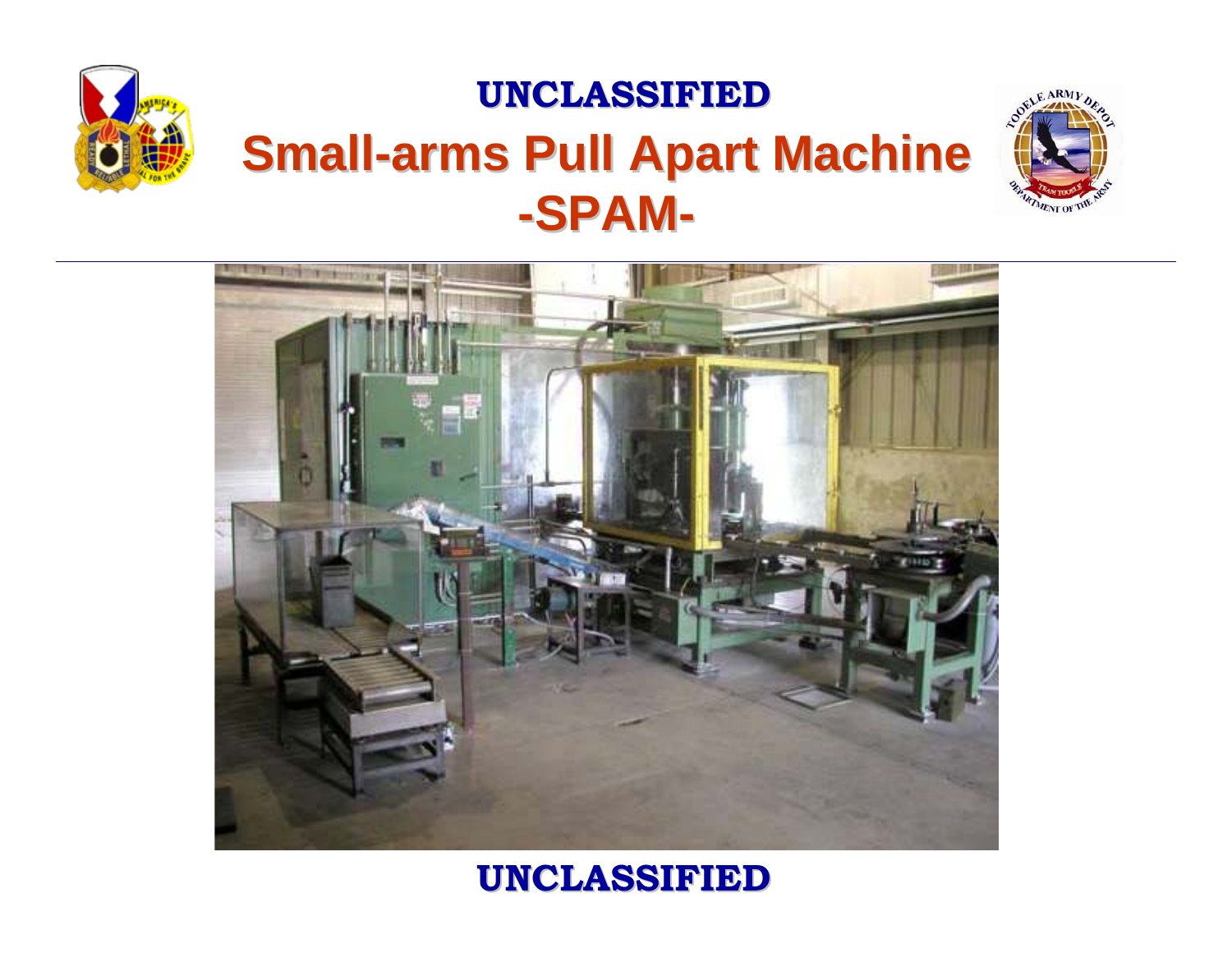UNCLASSIFIED

# Small-arms Pull Apart Machine -SPAM-

UNCLASSIFIED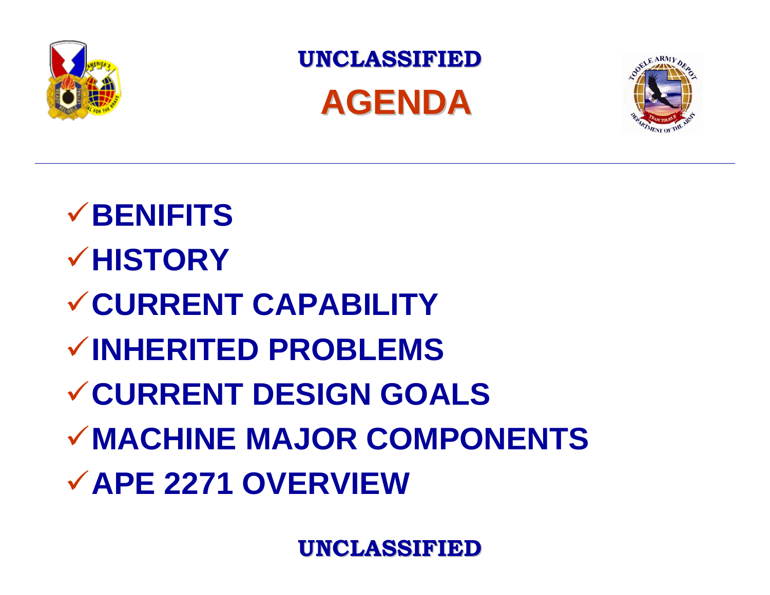UNCLASSIFIED

# AGENDA

- ✓ BENIFITS
- ✓ HISTORY
- ✓ CURRENT CAPABILITY
- ✓ INHERITED PROBLEMS
- ✓ CURRENT DESIGN GOALS
- ✓ MACHINE MAJOR COMPONENTS
- ✓ APE 2271 OVERVIEW

UNCLASSIFIED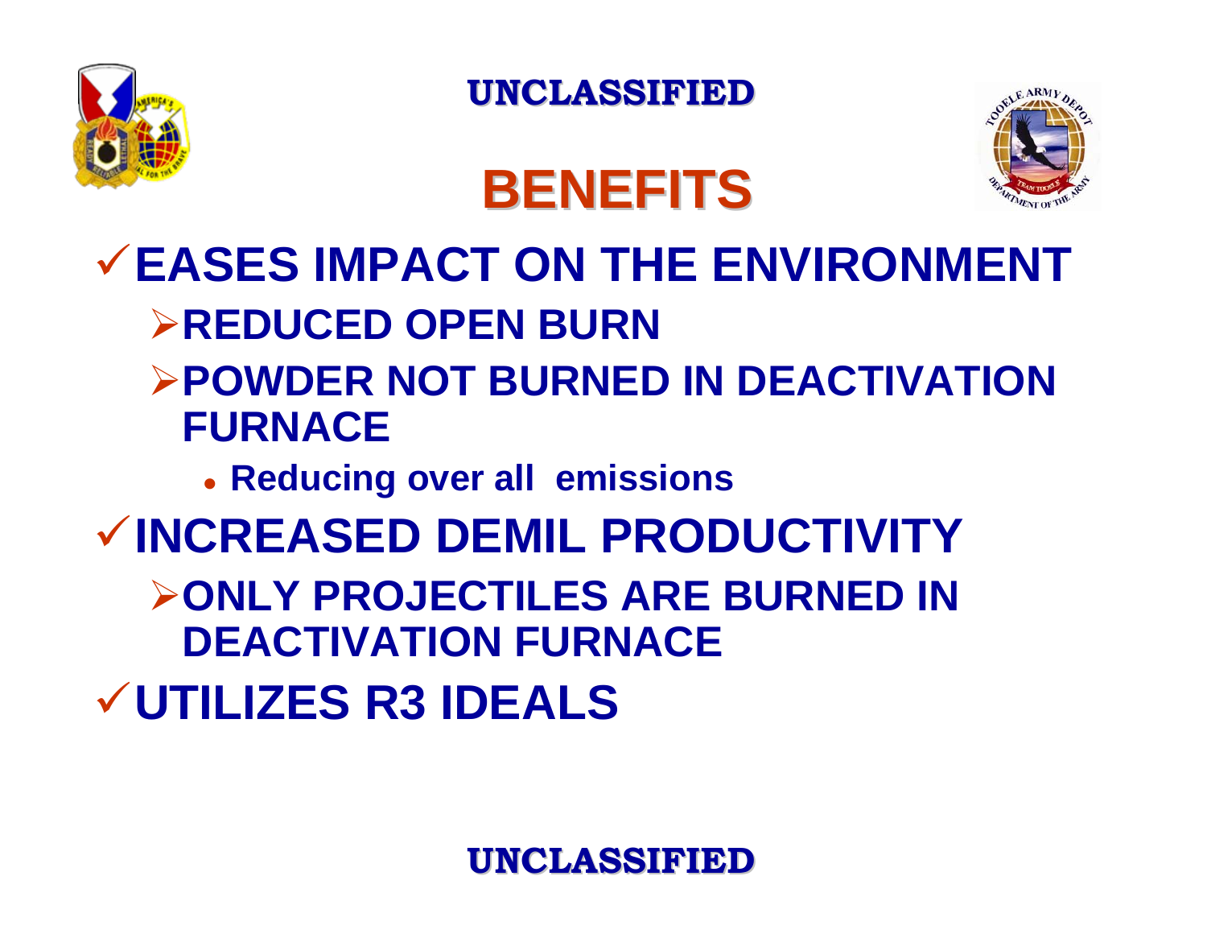# BENEFITS

- **EASES IMPACT ON THE ENVIRONMENT**
  - **REDUCED OPEN BURN**
  - **POWDER NOT BURNED IN DEACTIVATION FURNACE**
    - **Reducing over all emissions**
- **INCREASED DEMIL PRODUCTIVITY**
  - **ONLY PROJECTILES ARE BURNED IN DEACTIVATION FURNACE**
- **UTILIZES R3 IDEALS**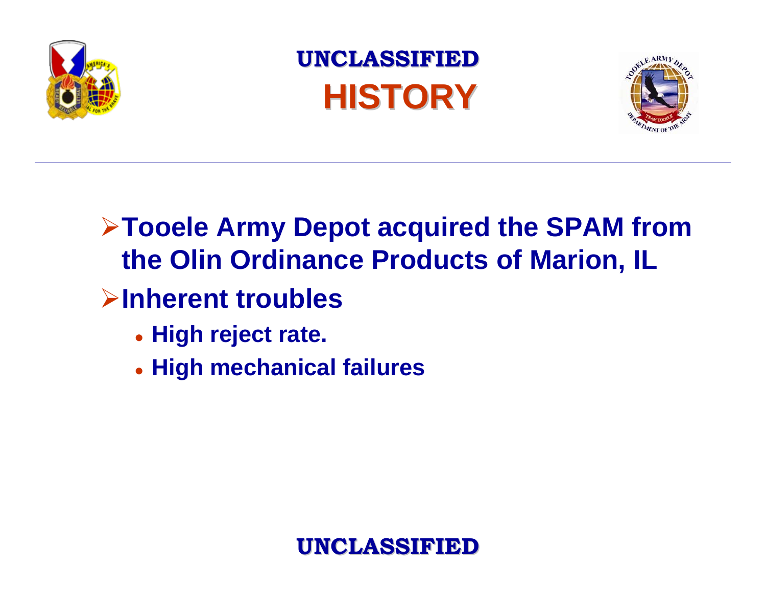UNCLASSIFIED

# HISTORY

- **Tooele Army Depot acquired the SPAM from the Olin Ordinance Products of Marion, IL**
- **Inherent troubles**
  - **High reject rate.**
  - **High mechanical failures**

UNCLASSIFIED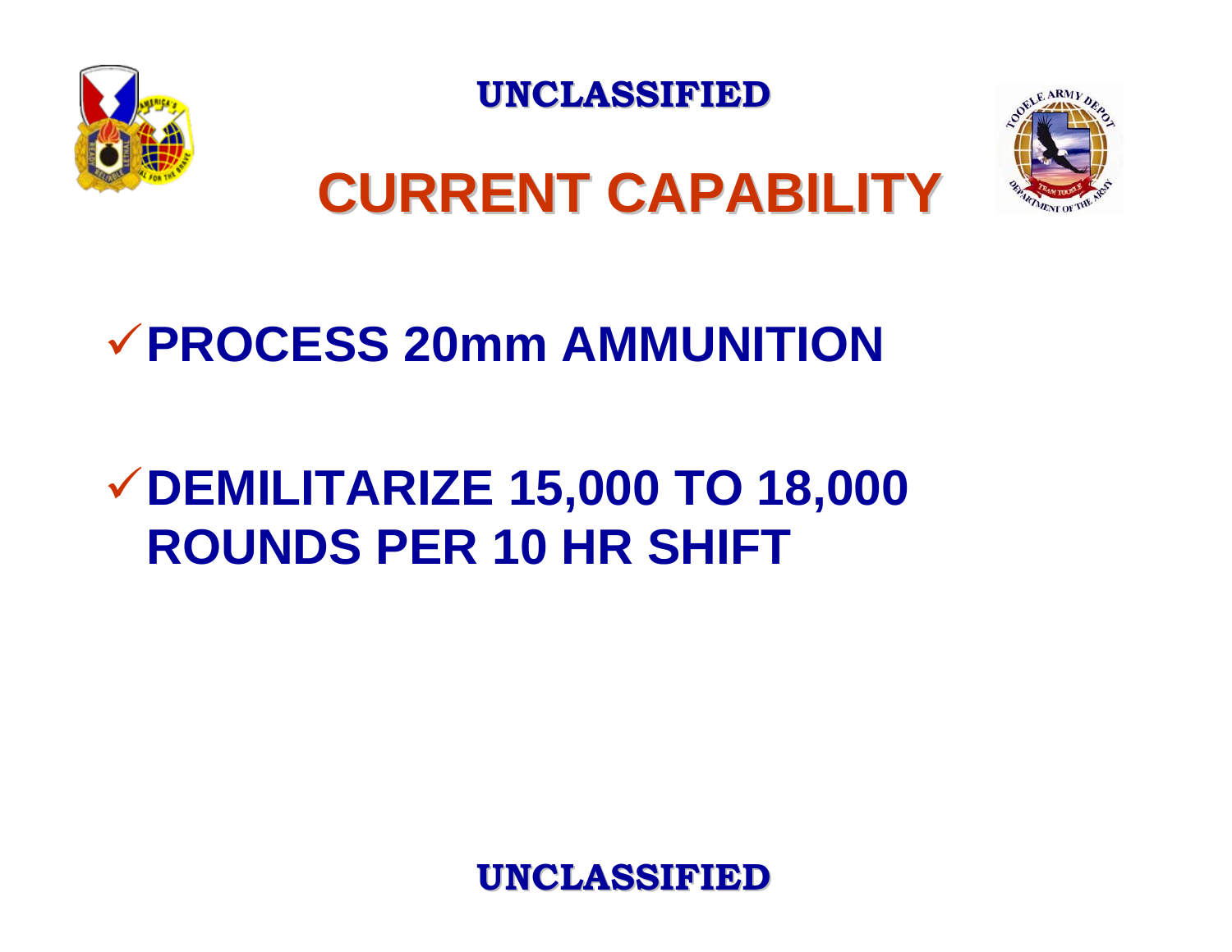# CURRENT CAPABILITY

- ✓ **PROCESS 20mm AMMUNITION**
- ✓ **DEMILITARIZE 15,000 TO 18,000 ROUNDS PER 10 HR SHIFT**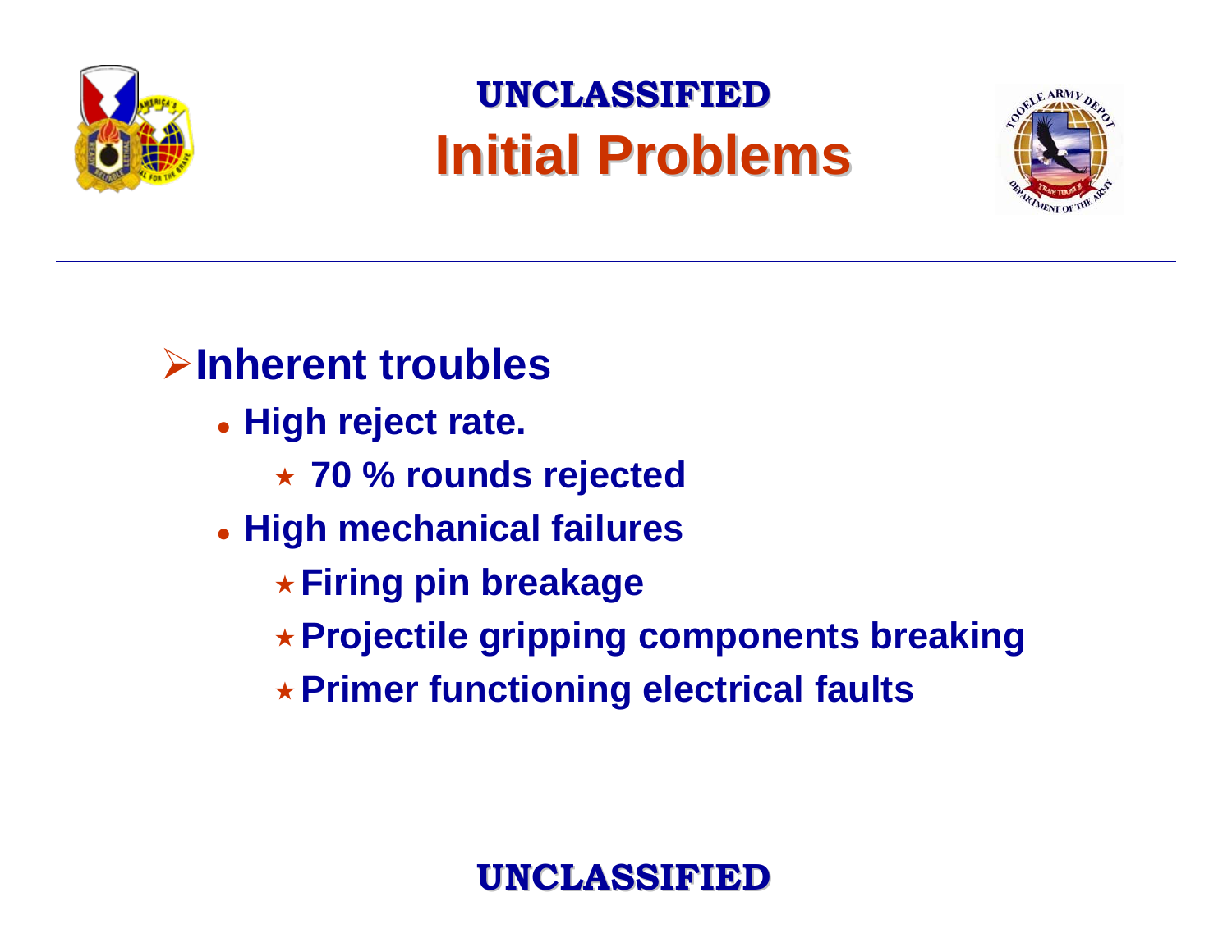UNCLASSIFIED

# Initial Problems

- **Inherent troubles**
  - **High reject rate.**
    - **70 % rounds rejected**
  - **High mechanical failures**
    - **Firing pin breakage**
    - **Projectile gripping components breaking**
    - **Primer functioning electrical faults**

UNCLASSIFIED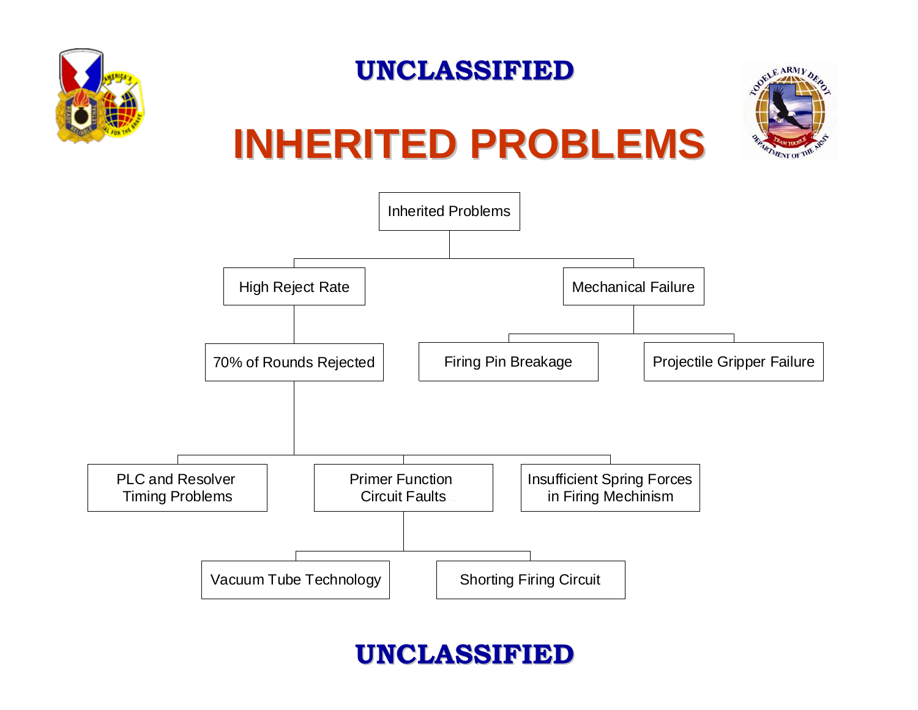UNCLASSIFIED

# INHERITED PROBLEMS

- Inherited Problems
  - High Reject Rate
    - 70% of Rounds Rejected
      - PLC and Resolver Timing Problems
      - Primer Function Circuit Faults
        - Vacuum Tube Technology
        - Shorting Firing Circuit
      - Insufficient Spring Forces in Firing Mechinism
  - Mechanical Failure
    - Firing Pin Breakage
    - Projectile Gripper Failure

UNCLASSIFIED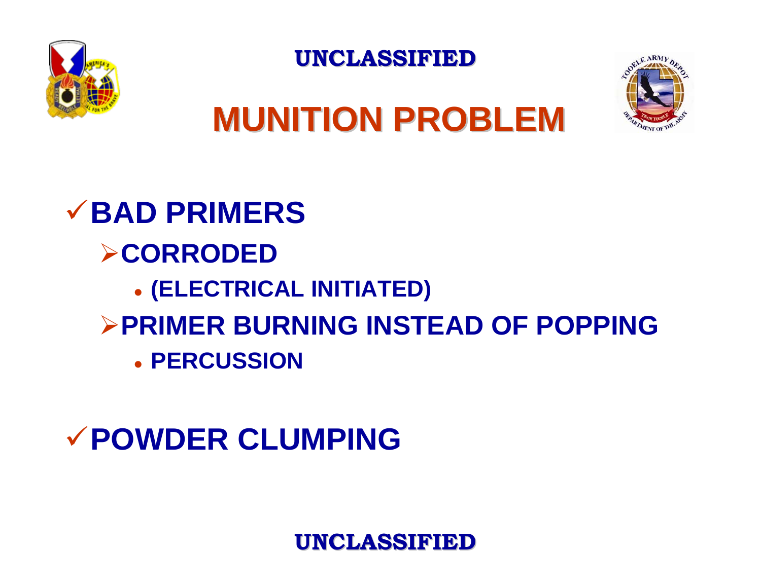UNCLASSIFIED

# MUNITION PROBLEM

- ✓ **BAD PRIMERS**
  - ➢ **CORRODED**
    - **(ELECTRICAL INITIATED)**
  - ➢ **PRIMER BURNING INSTEAD OF POPPING**
    - **PERCUSSION**

- ✓ **POWDER CLUMPING**

UNCLASSIFIED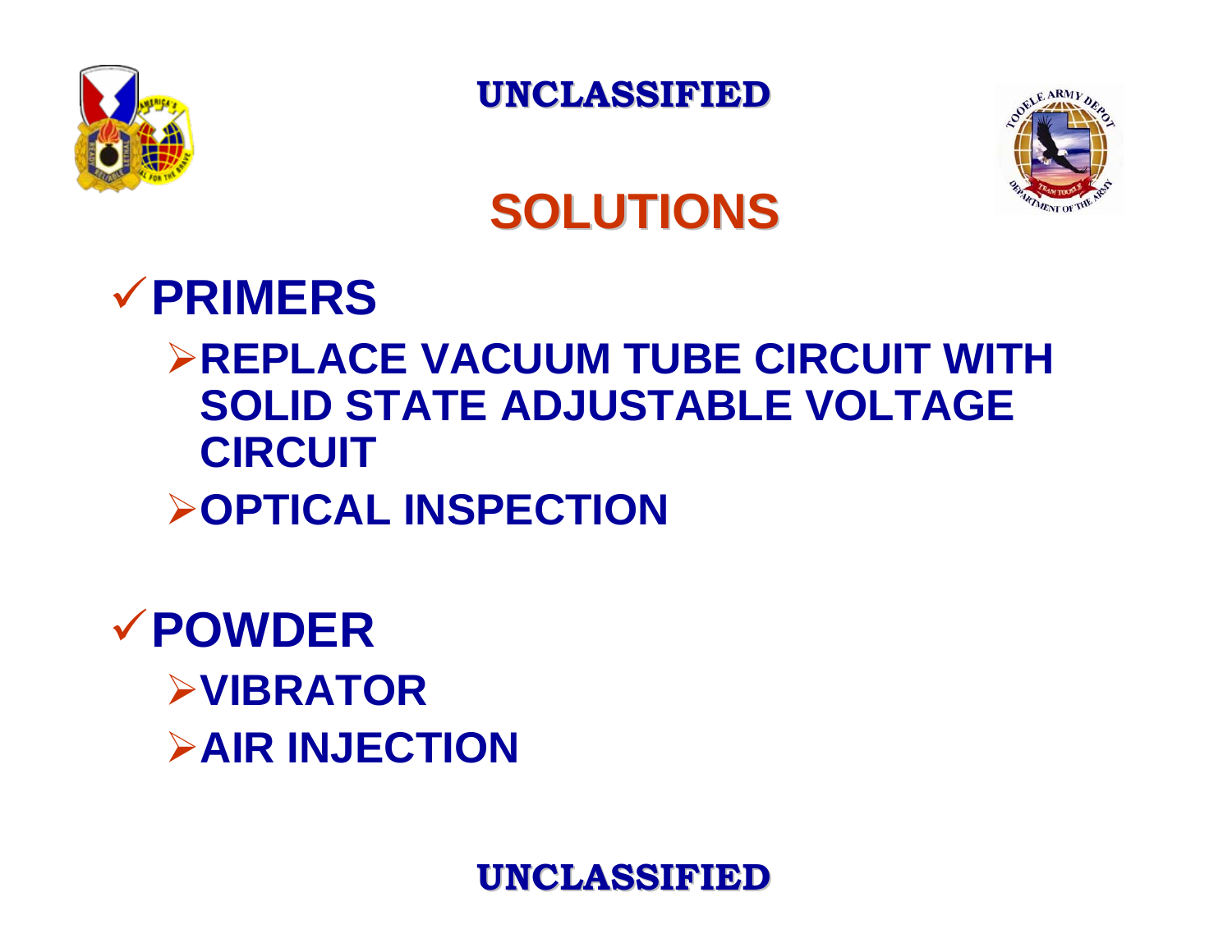# SOLUTIONS

- **PRIMERS**
  - **REPLACE VACUUM TUBE CIRCUIT WITH SOLID STATE ADJUSTABLE VOLTAGE CIRCUIT**
  - **OPTICAL INSPECTION**

- **POWDER**
  - **VIBRATOR**
  - **AIR INJECTION**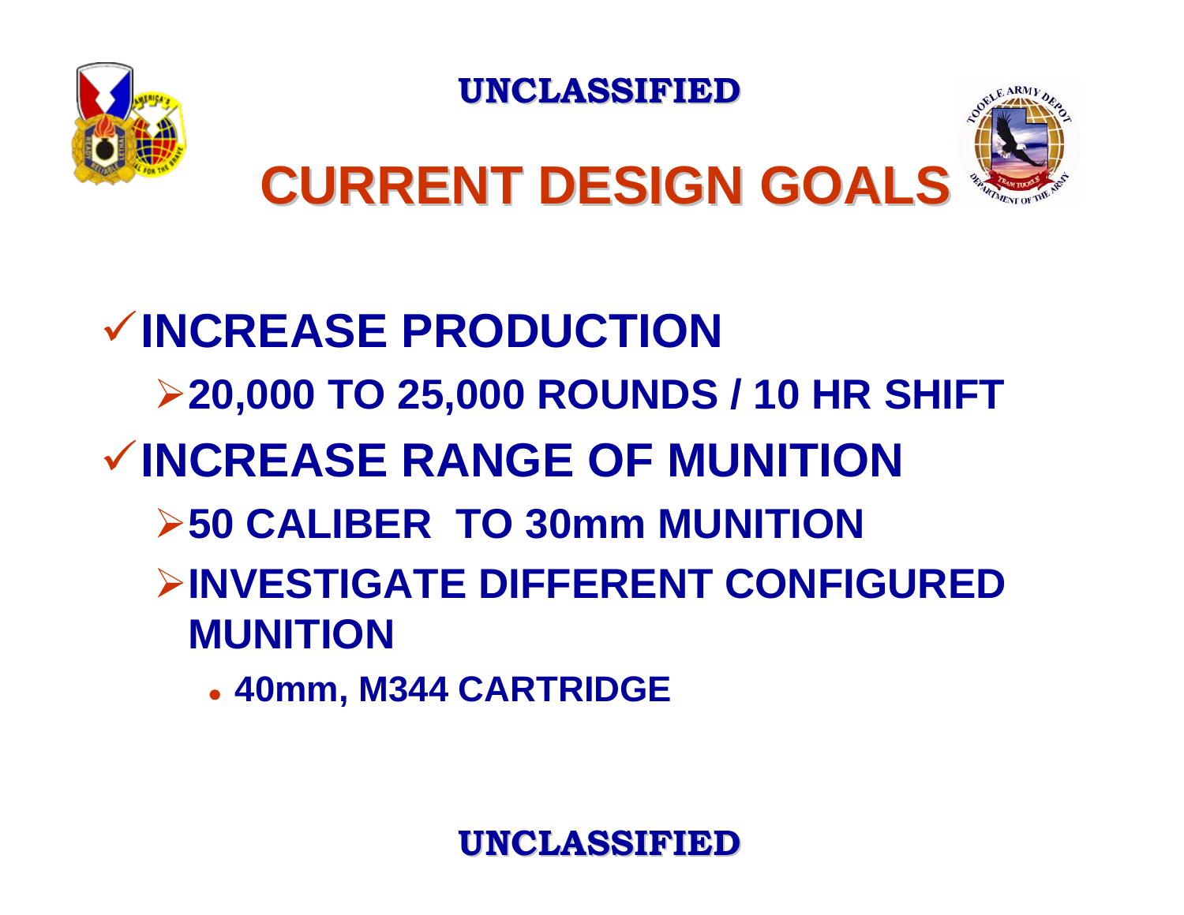UNCLASSIFIED

# CURRENT DESIGN GOALS

- **INCREASE PRODUCTION**
  - **20,000 TO 25,000 ROUNDS / 10 HR SHIFT**
- **INCREASE RANGE OF MUNITION**
  - **50 CALIBER TO 30mm MUNITION**
  - **INVESTIGATE DIFFERENT CONFIGURED MUNITION**
    - **40mm, M344 CARTRIDGE**

UNCLASSIFIED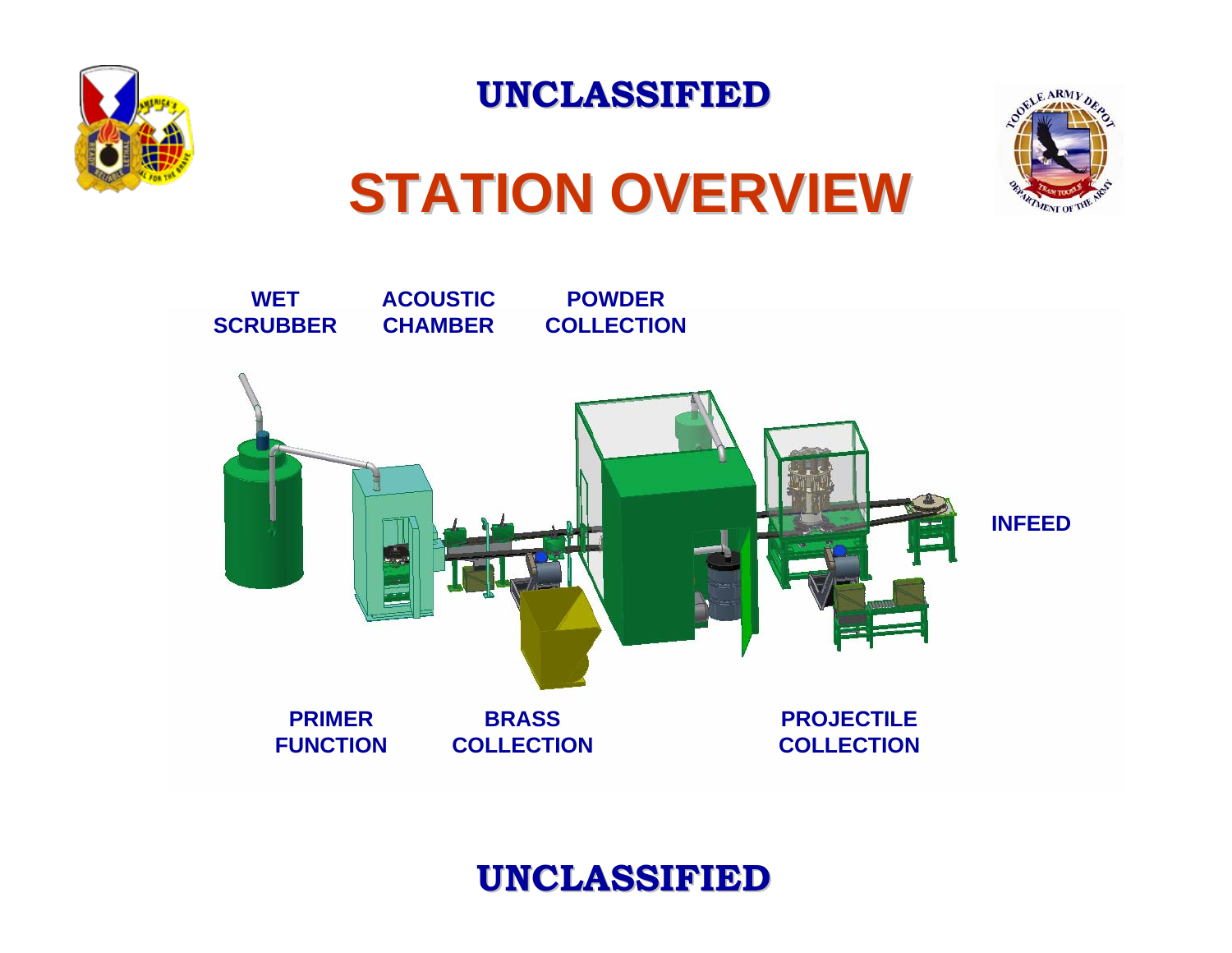UNCLASSIFIED

# STATION OVERVIEW

WET SCRUBBER

ACOUSTIC CHAMBER

POWDER COLLECTION

INFEED

PRIMER FUNCTION

BRASS COLLECTION

PROJECTILE COLLECTION

UNCLASSIFIED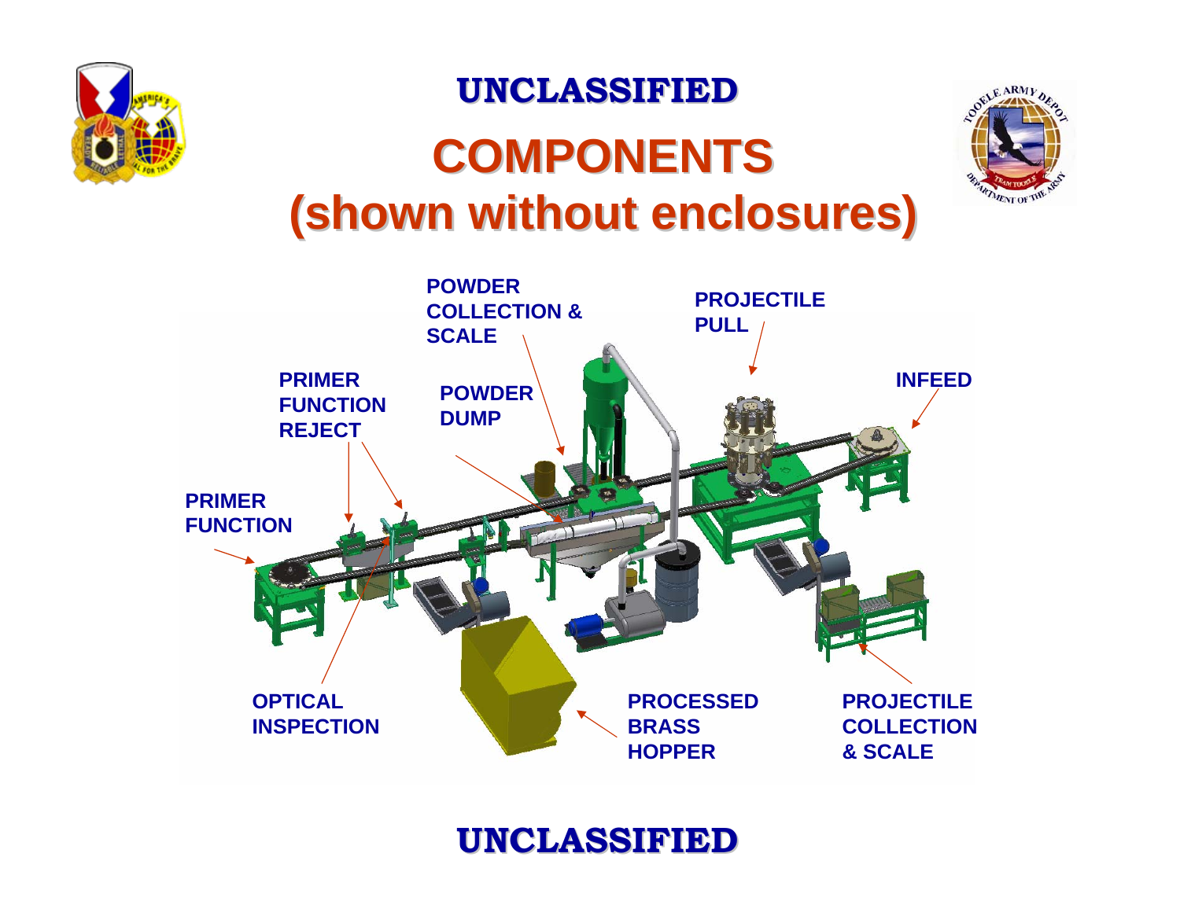UNCLASSIFIED

# COMPONENTS (shown without enclosures)

POWDER COLLECTION & SCALE

PROJECTILE PULL

INFEED

PRIMER FUNCTION REJECT

POWDER DUMP

PRIMER FUNCTION

OPTICAL INSPECTION

PROCESSED BRASS HOPPER

PROJECTILE COLLECTION & SCALE

UNCLASSIFIED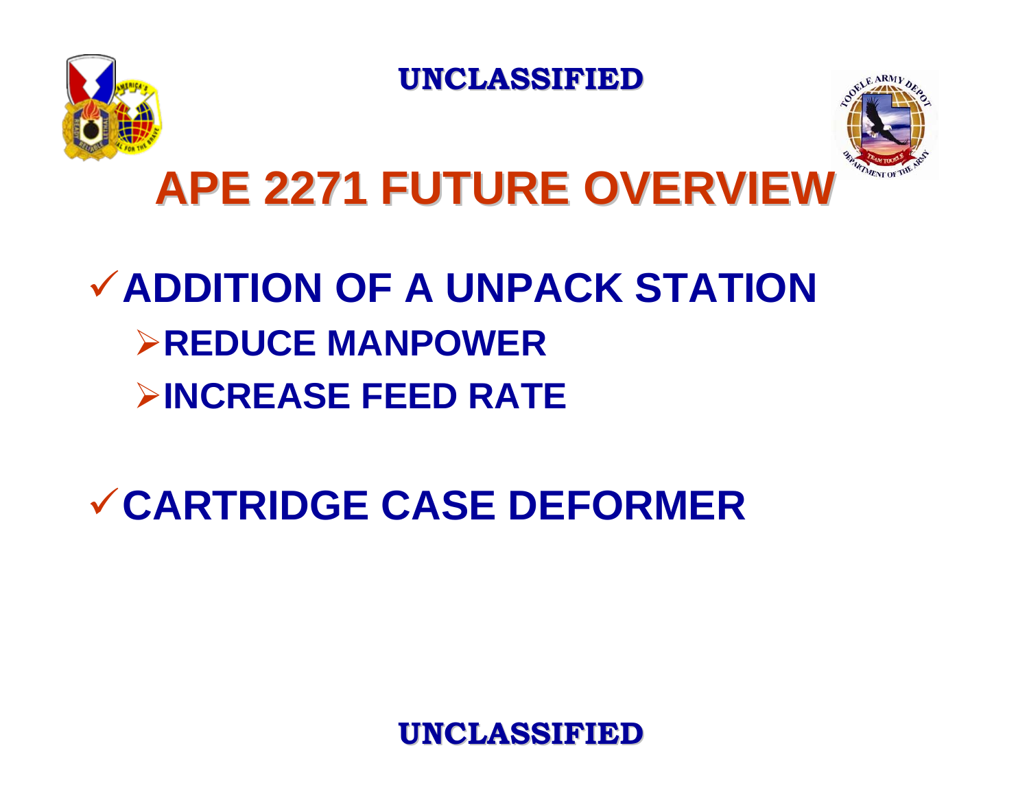# APE 2271 FUTURE OVERVIEW

- ADDITION OF A UNPACK STATION
  - REDUCE MANPOWER
  - INCREASE FEED RATE
- CARTRIDGE CASE DEFORMER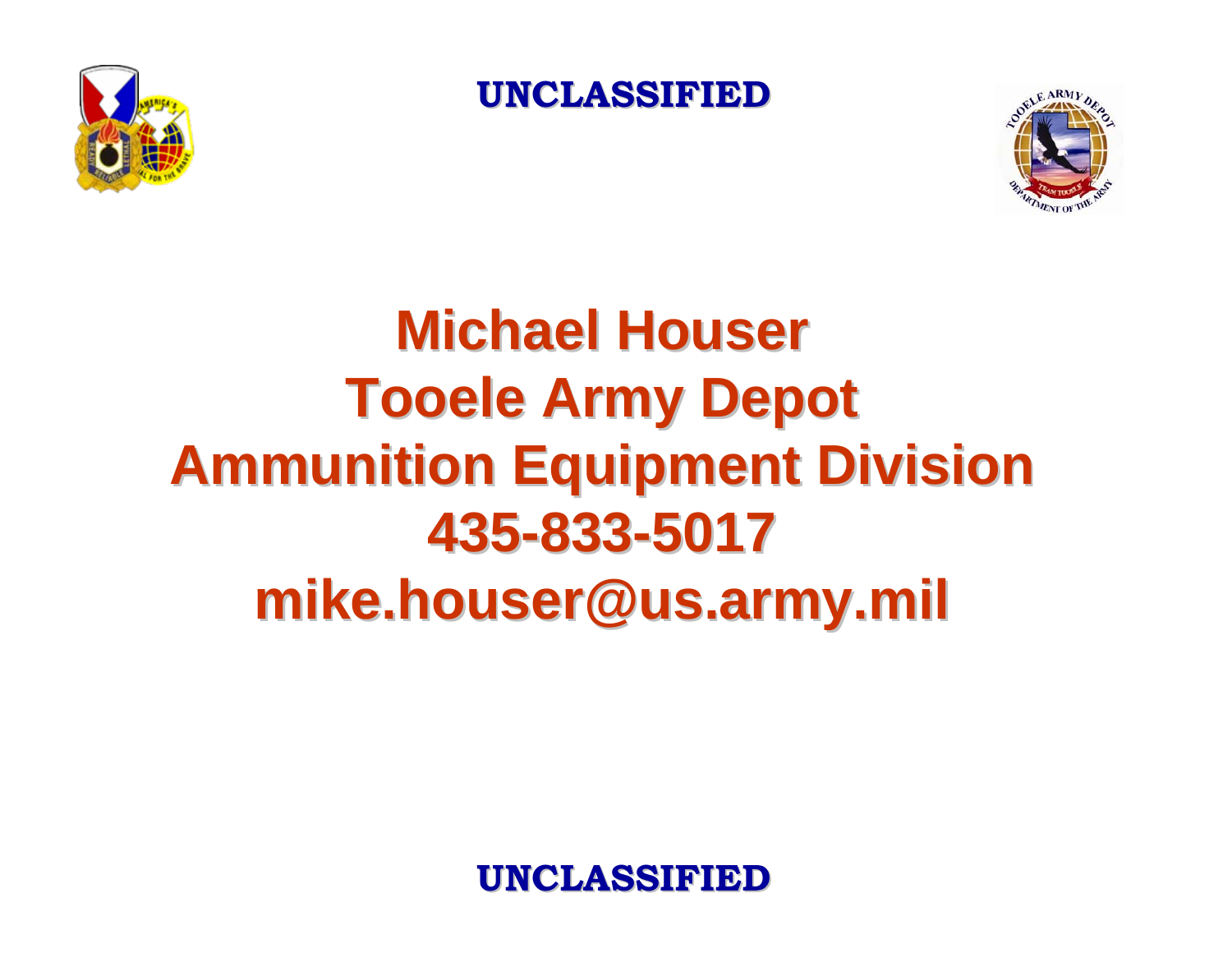UNCLASSIFIED

# Michael Houser
# Tooele Army Depot
# Ammunition Equipment Division
# 435-833-5017
# mike.houser@us.army.mil

UNCLASSIFIED